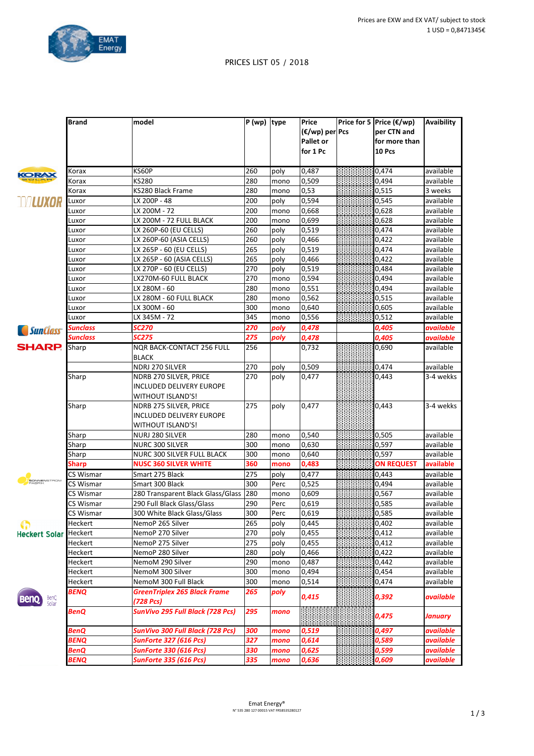Prices are EXW and EX VAT/ subject to stock
1 USD = 0,8471345€

# PRICES LIST 05 / 2018

| Brand | model | P (wp) | type | Price (€/wp) per Pallet or for 1 Pc | Price for 5 Pcs | Price (€/wp) per CTN and for more than 10 Pcs | Avaibility |
|---|---|---|---|---|---|---|---|
| Korax | KS60P | 260 | poly | 0,487 | | 0,474 | available |
| Korax | KS280 | 280 | mono | 0,509 | | 0,494 | available |
| Korax | KS280 Black Frame | 280 | mono | 0,53 | | 0,515 | 3 weeks |
| Luxor | LX 200P - 48 | 200 | poly | 0,594 | | 0,545 | available |
| Luxor | LX 200M - 72 | 200 | mono | 0,668 | | 0,628 | available |
| Luxor | LX 200M - 72 FULL BLACK | 200 | mono | 0,699 | | 0,628 | available |
| Luxor | LX 260P-60 (EU CELLS) | 260 | poly | 0,519 | | 0,474 | available |
| Luxor | LX 260P-60 (ASIA CELLS) | 260 | poly | 0,466 | | 0,422 | available |
| Luxor | LX 265P - 60 (EU CELLS) | 265 | poly | 0,519 | | 0,474 | available |
| Luxor | LX 265P - 60 (ASIA CELLS) | 265 | poly | 0,466 | | 0,422 | available |
| Luxor | LX 270P - 60 (EU CELLS) | 270 | poly | 0,519 | | 0,484 | available |
| Luxor | LX270M-60 FULL BLACK | 270 | mono | 0,594 | | 0,494 | available |
| Luxor | LX 280M - 60 | 280 | mono | 0,551 | | 0,494 | available |
| Luxor | LX 280M - 60 FULL BLACK | 280 | mono | 0,562 | | 0,515 | available |
| Luxor | LX 300M - 60 | 300 | mono | 0,640 | | 0,605 | available |
| Luxor | LX 345M - 72 | 345 | mono | 0,556 | | 0,512 | available |
| ***Sunclass*** | ***SC270*** | ***270*** | ***poly*** | ***0,478*** | | ***0,405*** | ***available*** |
| ***Sunclass*** | ***SC275*** | ***275*** | ***poly*** | ***0,478*** | | ***0,405*** | ***available*** |
| Sharp | NQR BACK-CONTACT 256 FULL BLACK | 256 | | 0,732 | | 0,690 | available |
| | NDRJ 270 SILVER | 270 | poly | 0,509 | | 0,474 | available |
| Sharp | NDRB 270 SILVER, PRICE INCLUDED DELIVERY EUROPE WITHOUT ISLAND'S! | 270 | poly | 0,477 | | 0,443 | 3-4 wekks |
| Sharp | NDRB 275 SILVER, PRICE INCLUDED DELIVERY EUROPE WITHOUT ISLAND'S! | 275 | poly | 0,477 | | 0,443 | 3-4 wekks |
| Sharp | NURJ 280 SILVER | 280 | mono | 0,540 | | 0,505 | available |
| Sharp | NURC 300 SILVER | 300 | mono | 0,630 | | 0,597 | available |
| Sharp | NURC 300 SILVER FULL BLACK | 300 | mono | 0,640 | | 0,597 | available |
| **Sharp** | **NUSC 360 SILVER WHITE** | **360** | **mono** | **0,483** | | **ON REQUEST** | **available** |
| CS Wismar | Smart 275 Black | 275 | poly | 0,477 | | 0,443 | available |
| CS Wismar | Smart 300 Black | 300 | Perc | 0,525 | | 0,494 | available |
| CS Wismar | 280 Transparent Black Glass/Glass | 280 | mono | 0,609 | | 0,567 | available |
| CS Wismar | 290 Full Black Glass/Glass | 290 | Perc | 0,619 | | 0,585 | available |
| CS Wismar | 300 White Black Glass/Glass | 300 | Perc | 0,619 | | 0,585 | available |
| Heckert | NemoP 265 Silver | 265 | poly | 0,445 | | 0,402 | available |
| Heckert | NemoP 270 Silver | 270 | poly | 0,455 | | 0,412 | available |
| Heckert | NemoP 275 Silver | 275 | poly | 0,455 | | 0,412 | available |
| Heckert | NemoP 280 Silver | 280 | poly | 0,466 | | 0,422 | available |
| Heckert | NemoM 290 Silver | 290 | mono | 0,487 | | 0,442 | available |
| Heckert | NemoM 300 Silver | 300 | mono | 0,494 | | 0,454 | available |
| Heckert | NemoM 300 Full Black | 300 | mono | 0,514 | | 0,474 | available |
| ***BENQ*** | ***GreenTriplex 265 Black Frame (728 Pcs)*** | ***265*** | ***poly*** | ***0,415*** | | ***0,392*** | ***available*** |
| ***BenQ*** | ***SunVivo 295 Full Black (728 Pcs)*** | ***295*** | ***mono*** | | | ***0,475*** | ***January*** |
| ***BenQ*** | ***SunVivo 300 Full Black (728 Pcs)*** | ***300*** | ***mono*** | ***0,519*** | | ***0,497*** | ***available*** |
| ***BENQ*** | ***SunForte 327 (616 Pcs)*** | ***327*** | ***mono*** | ***0,614*** | | ***0,589*** | ***available*** |
| ***BenQ*** | ***SunForte 330 (616 Pcs)*** | ***330*** | ***mono*** | ***0,625*** | | ***0,599*** | ***available*** |
| ***BENQ*** | ***SunForte 335 (616 Pcs)*** | ***335*** | ***mono*** | ***0,636*** | | ***0,609*** | ***available*** |

Emat Energy®
N° 535 280 127 00015 VAT FR58535280127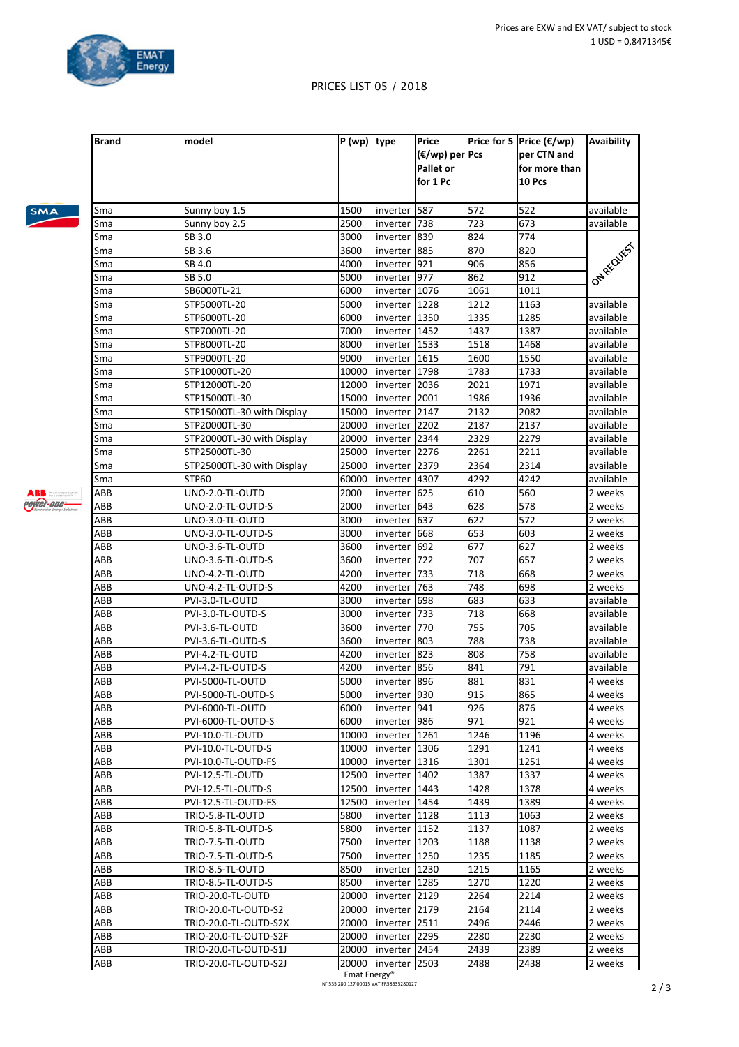Prices are EXW and EX VAT/ subject to stock
1 USD = 0,8471345€

EMAT Energy

PRICES LIST 05 / 2018

| Brand | model | P (wp) | type | Price (€/wp) per Pallet or for 1 Pc | Price for 5 Pcs | Price (€/wp) per CTN and for more than 10 Pcs | Avaibility |
|---|---|---|---|---|---|---|---|
| Sma | Sunny boy 1.5 | 1500 | inverter | 587 | 572 | 522 | available |
| Sma | Sunny boy 2.5 | 2500 | inverter | 738 | 723 | 673 | available |
| Sma | SB 3.0 | 3000 | inverter | 839 | 824 | 774 | ON REQUEST |
| Sma | SB 3.6 | 3600 | inverter | 885 | 870 | 820 | |
| Sma | SB 4.0 | 4000 | inverter | 921 | 906 | 856 | |
| Sma | SB 5.0 | 5000 | inverter | 977 | 862 | 912 | |
| Sma | SB6000TL-21 | 6000 | inverter | 1076 | 1061 | 1011 | |
| Sma | STP5000TL-20 | 5000 | inverter | 1228 | 1212 | 1163 | available |
| Sma | STP6000TL-20 | 6000 | inverter | 1350 | 1335 | 1285 | available |
| Sma | STP7000TL-20 | 7000 | inverter | 1452 | 1437 | 1387 | available |
| Sma | STP8000TL-20 | 8000 | inverter | 1533 | 1518 | 1468 | available |
| Sma | STP9000TL-20 | 9000 | inverter | 1615 | 1600 | 1550 | available |
| Sma | STP10000TL-20 | 10000 | inverter | 1798 | 1783 | 1733 | available |
| Sma | STP12000TL-20 | 12000 | inverter | 2036 | 2021 | 1971 | available |
| Sma | STP15000TL-30 | 15000 | inverter | 2001 | 1986 | 1936 | available |
| Sma | STP15000TL-30 with Display | 15000 | inverter | 2147 | 2132 | 2082 | available |
| Sma | STP20000TL-30 | 20000 | inverter | 2202 | 2187 | 2137 | available |
| Sma | STP20000TL-30 with Display | 20000 | inverter | 2344 | 2329 | 2279 | available |
| Sma | STP25000TL-30 | 25000 | inverter | 2276 | 2261 | 2211 | available |
| Sma | STP25000TL-30 with Display | 25000 | inverter | 2379 | 2364 | 2314 | available |
| Sma | STP60 | 60000 | inverter | 4307 | 4292 | 4242 | available |
| ABB | UNO-2.0-TL-OUTD | 2000 | inverter | 625 | 610 | 560 | 2 weeks |
| ABB | UNO-2.0-TL-OUTD-S | 2000 | inverter | 643 | 628 | 578 | 2 weeks |
| ABB | UNO-3.0-TL-OUTD | 3000 | inverter | 637 | 622 | 572 | 2 weeks |
| ABB | UNO-3.0-TL-OUTD-S | 3000 | inverter | 668 | 653 | 603 | 2 weeks |
| ABB | UNO-3.6-TL-OUTD | 3600 | inverter | 692 | 677 | 627 | 2 weeks |
| ABB | UNO-3.6-TL-OUTD-S | 3600 | inverter | 722 | 707 | 657 | 2 weeks |
| ABB | UNO-4.2-TL-OUTD | 4200 | inverter | 733 | 718 | 668 | 2 weeks |
| ABB | UNO-4.2-TL-OUTD-S | 4200 | inverter | 763 | 748 | 698 | 2 weeks |
| ABB | PVI-3.0-TL-OUTD | 3000 | inverter | 698 | 683 | 633 | available |
| ABB | PVI-3.0-TL-OUTD-S | 3000 | inverter | 733 | 718 | 668 | available |
| ABB | PVI-3.6-TL-OUTD | 3600 | inverter | 770 | 755 | 705 | available |
| ABB | PVI-3.6-TL-OUTD-S | 3600 | inverter | 803 | 788 | 738 | available |
| ABB | PVI-4.2-TL-OUTD | 4200 | inverter | 823 | 808 | 758 | available |
| ABB | PVI-4.2-TL-OUTD-S | 4200 | inverter | 856 | 841 | 791 | available |
| ABB | PVI-5000-TL-OUTD | 5000 | inverter | 896 | 881 | 831 | 4 weeks |
| ABB | PVI-5000-TL-OUTD-S | 5000 | inverter | 930 | 915 | 865 | 4 weeks |
| ABB | PVI-6000-TL-OUTD | 6000 | inverter | 941 | 926 | 876 | 4 weeks |
| ABB | PVI-6000-TL-OUTD-S | 6000 | inverter | 986 | 971 | 921 | 4 weeks |
| ABB | PVI-10.0-TL-OUTD | 10000 | inverter | 1261 | 1246 | 1196 | 4 weeks |
| ABB | PVI-10.0-TL-OUTD-S | 10000 | inverter | 1306 | 1291 | 1241 | 4 weeks |
| ABB | PVI-10.0-TL-OUTD-FS | 10000 | inverter | 1316 | 1301 | 1251 | 4 weeks |
| ABB | PVI-12.5-TL-OUTD | 12500 | inverter | 1402 | 1387 | 1337 | 4 weeks |
| ABB | PVI-12.5-TL-OUTD-S | 12500 | inverter | 1443 | 1428 | 1378 | 4 weeks |
| ABB | PVI-12.5-TL-OUTD-FS | 12500 | inverter | 1454 | 1439 | 1389 | 4 weeks |
| ABB | TRIO-5.8-TL-OUTD | 5800 | inverter | 1128 | 1113 | 1063 | 2 weeks |
| ABB | TRIO-5.8-TL-OUTD-S | 5800 | inverter | 1152 | 1137 | 1087 | 2 weeks |
| ABB | TRIO-7.5-TL-OUTD | 7500 | inverter | 1203 | 1188 | 1138 | 2 weeks |
| ABB | TRIO-7.5-TL-OUTD-S | 7500 | inverter | 1250 | 1235 | 1185 | 2 weeks |
| ABB | TRIO-8.5-TL-OUTD | 8500 | inverter | 1230 | 1215 | 1165 | 2 weeks |
| ABB | TRIO-8.5-TL-OUTD-S | 8500 | inverter | 1285 | 1270 | 1220 | 2 weeks |
| ABB | TRIO-20.0-TL-OUTD | 20000 | inverter | 2129 | 2264 | 2214 | 2 weeks |
| ABB | TRIO-20.0-TL-OUTD-S2 | 20000 | inverter | 2179 | 2164 | 2114 | 2 weeks |
| ABB | TRIO-20.0-TL-OUTD-S2X | 20000 | inverter | 2511 | 2496 | 2446 | 2 weeks |
| ABB | TRIO-20.0-TL-OUTD-S2F | 20000 | inverter | 2295 | 2280 | 2230 | 2 weeks |
| ABB | TRIO-20.0-TL-OUTD-S1J | 20000 | inverter | 2454 | 2439 | 2389 | 2 weeks |
| ABB | TRIO-20.0-TL-OUTD-S2J | 20000 | inverter | 2503 | 2488 | 2438 | 2 weeks |

Emat Energy®
N° 535 280 127 00015 VAT FR58535280127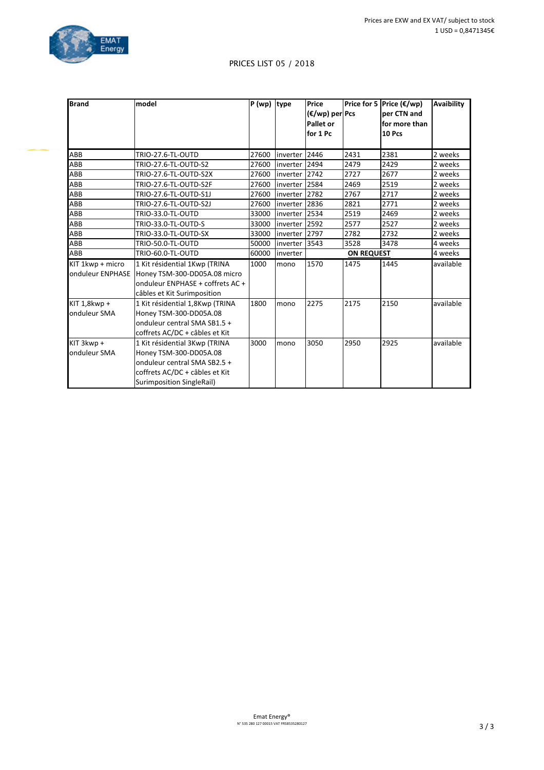Prices are EXW and EX VAT/ subject to stock
1 USD = 0,8471345€

PRICES LIST 05 / 2018

| Brand | model | P (wp) | type | Price (€/wp) per Pallet or for 1 Pc | Price for 5 Pcs | Price (€/wp) per CTN and for more than 10 Pcs | Avaibility |
|---|---|---|---|---|---|---|---|
| ABB | TRIO-27.6-TL-OUTD | 27600 | inverter | 2446 | 2431 | 2381 | 2 weeks |
| ABB | TRIO-27.6-TL-OUTD-S2 | 27600 | inverter | 2494 | 2479 | 2429 | 2 weeks |
| ABB | TRIO-27.6-TL-OUTD-S2X | 27600 | inverter | 2742 | 2727 | 2677 | 2 weeks |
| ABB | TRIO-27.6-TL-OUTD-S2F | 27600 | inverter | 2584 | 2469 | 2519 | 2 weeks |
| ABB | TRIO-27.6-TL-OUTD-S1J | 27600 | inverter | 2782 | 2767 | 2717 | 2 weeks |
| ABB | TRIO-27.6-TL-OUTD-S2J | 27600 | inverter | 2836 | 2821 | 2771 | 2 weeks |
| ABB | TRIO-33.0-TL-OUTD | 33000 | inverter | 2534 | 2519 | 2469 | 2 weeks |
| ABB | TRIO-33.0-TL-OUTD-S | 33000 | inverter | 2592 | 2577 | 2527 | 2 weeks |
| ABB | TRIO-33.0-TL-OUTD-SX | 33000 | inverter | 2797 | 2782 | 2732 | 2 weeks |
| ABB | TRIO-50.0-TL-OUTD | 50000 | inverter | 3543 | 3528 | 3478 | 4 weeks |
| ABB | TRIO-60.0-TL-OUTD | 60000 | inverter | **ON REQUEST** | | | 4 weeks |
| KIT 1kwp + micro onduleur ENPHASE | 1 Kit résidential 1Kwp (TRINA Honey TSM-300-DD05A.08 micro onduleur ENPHASE + coffrets AC + câbles et Kit Surimposition | 1000 | mono | 1570 | 1475 | 1445 | available |
| KIT 1,8kwp + onduleur SMA | 1 Kit résidential 1,8Kwp (TRINA Honey TSM-300-DD05A.08 onduleur central SMA SB1.5 + coffrets AC/DC + câbles et Kit | 1800 | mono | 2275 | 2175 | 2150 | available |
| KIT 3kwp + onduleur SMA | 1 Kit résidential 3Kwp (TRINA Honey TSM-300-DD05A.08 onduleur central SMA SB2.5 + coffrets AC/DC + câbles et Kit Surimposition SingleRail) | 3000 | mono | 3050 | 2950 | 2925 | available |

Emat Energy®
N° 535 280 127 00015 VAT FR58535280127